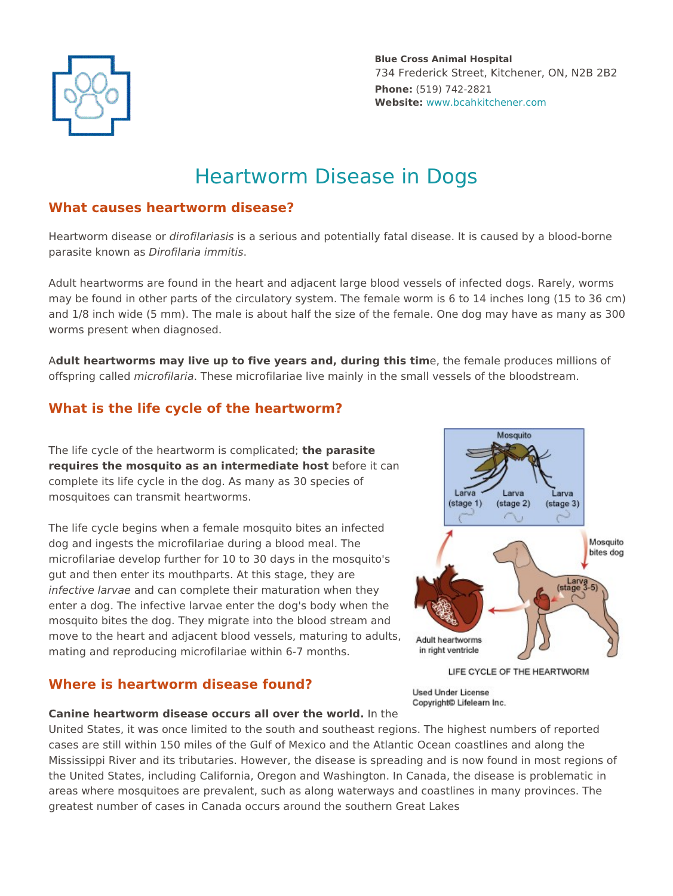**Blue Cross Animal Hospital**
734 Frederick Street, Kitchener, ON, N2B 2B2
**Phone:** (519) 742-2821
**Website:** www.bcahkitchener.com

# Heartworm Disease in Dogs

## What causes heartworm disease?

Heartworm disease or *dirofilariasis* is a serious and potentially fatal disease. It is caused by a blood-borne parasite known as *Dirofilaria immitis*.

Adult heartworms are found in the heart and adjacent large blood vessels of infected dogs. Rarely, worms may be found in other parts of the circulatory system. The female worm is 6 to 14 inches long (15 to 36 cm) and 1/8 inch wide (5 mm). The male is about half the size of the female. One dog may have as many as 300 worms present when diagnosed.

A**dult heartworms may live up to five years and, during this tim**e, the female produces millions of offspring called *microfilaria*. These microfilariae live mainly in the small vessels of the bloodstream.

## What is the life cycle of the heartworm?

The life cycle of the heartworm is complicated; **the parasite requires the mosquito as an intermediate host** before it can complete its life cycle in the dog. As many as 30 species of mosquitoes can transmit heartworms.

The life cycle begins when a female mosquito bites an infected dog and ingests the microfilariae during a blood meal. The microfilariae develop further for 10 to 30 days in the mosquito's gut and then enter its mouthparts. At this stage, they are *infective larvae* and can complete their maturation when they enter a dog. The infective larvae enter the dog's body when the mosquito bites the dog. They migrate into the blood stream and move to the heart and adjacent blood vessels, maturing to adults, mating and reproducing microfilariae within 6-7 months.

LIFE CYCLE OF THE HEARTWORM

Used Under License
Copyright© Lifelearn Inc.

## Where is heartworm disease found?

**Canine heartworm disease occurs all over the world.** In the United States, it was once limited to the south and southeast regions. The highest numbers of reported cases are still within 150 miles of the Gulf of Mexico and the Atlantic Ocean coastlines and along the Mississippi River and its tributaries. However, the disease is spreading and is now found in most regions of the United States, including California, Oregon and Washington. In Canada, the disease is problematic in areas where mosquitoes are prevalent, such as along waterways and coastlines in many provinces. The greatest number of cases in Canada occurs around the southern Great Lakes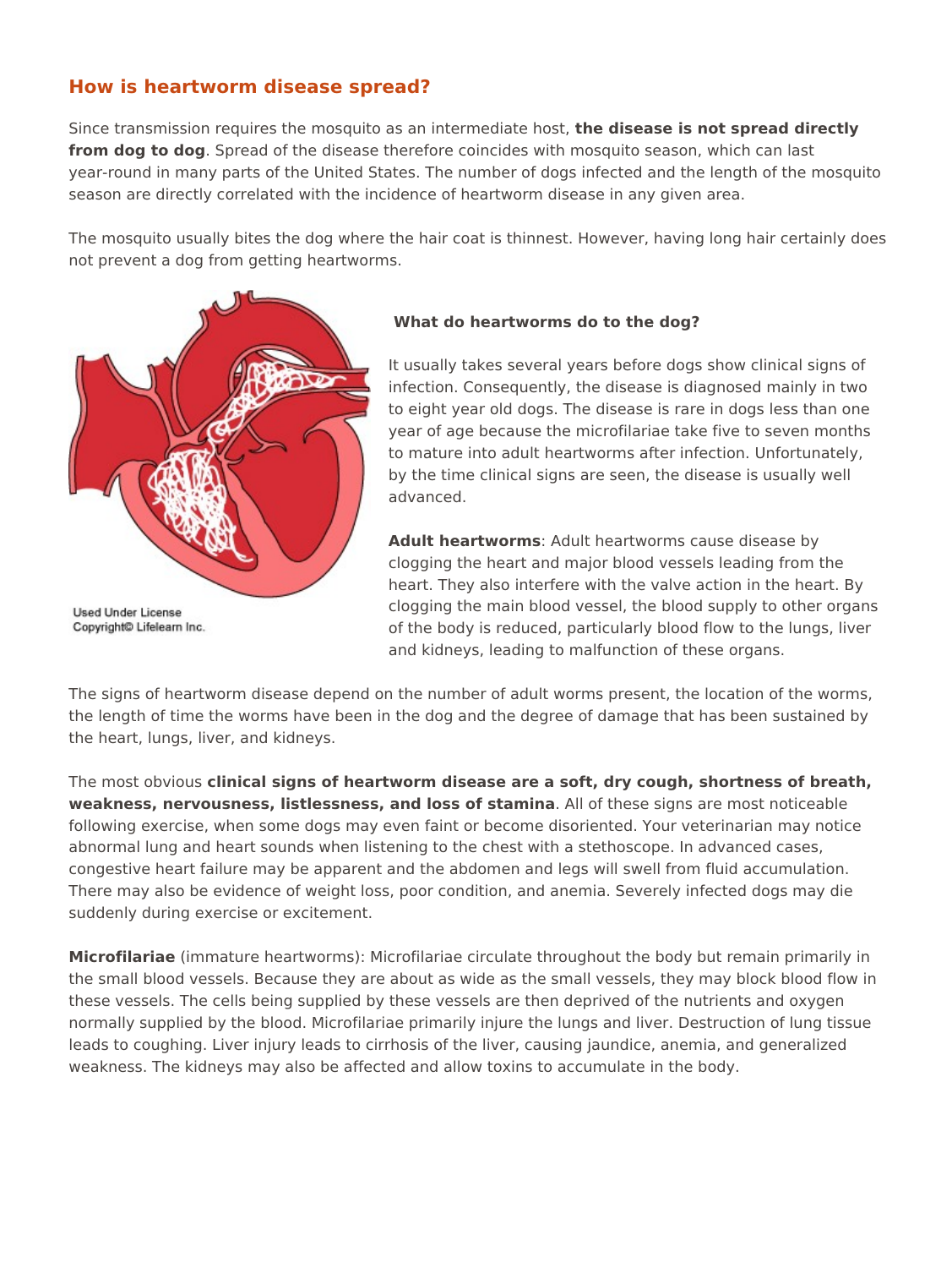## How is heartworm disease spread?

Since transmission requires the mosquito as an intermediate host, **the disease is not spread directly from dog to dog**. Spread of the disease therefore coincides with mosquito season, which can last year-round in many parts of the United States. The number of dogs infected and the length of the mosquito season are directly correlated with the incidence of heartworm disease in any given area.

The mosquito usually bites the dog where the hair coat is thinnest. However, having long hair certainly does not prevent a dog from getting heartworms.

Used Under License
Copyright© Lifelearn Inc.

### What do heartworms do to the dog?

It usually takes several years before dogs show clinical signs of infection. Consequently, the disease is diagnosed mainly in two to eight year old dogs. The disease is rare in dogs less than one year of age because the microfilariae take five to seven months to mature into adult heartworms after infection. Unfortunately, by the time clinical signs are seen, the disease is usually well advanced.

**Adult heartworms**: Adult heartworms cause disease by clogging the heart and major blood vessels leading from the heart. They also interfere with the valve action in the heart. By clogging the main blood vessel, the blood supply to other organs of the body is reduced, particularly blood flow to the lungs, liver and kidneys, leading to malfunction of these organs.

The signs of heartworm disease depend on the number of adult worms present, the location of the worms, the length of time the worms have been in the dog and the degree of damage that has been sustained by the heart, lungs, liver, and kidneys.

The most obvious **clinical signs of heartworm disease are a soft, dry cough, shortness of breath, weakness, nervousness, listlessness, and loss of stamina**. All of these signs are most noticeable following exercise, when some dogs may even faint or become disoriented. Your veterinarian may notice abnormal lung and heart sounds when listening to the chest with a stethoscope. In advanced cases, congestive heart failure may be apparent and the abdomen and legs will swell from fluid accumulation. There may also be evidence of weight loss, poor condition, and anemia. Severely infected dogs may die suddenly during exercise or excitement.

**Microfilariae** (immature heartworms): Microfilariae circulate throughout the body but remain primarily in the small blood vessels. Because they are about as wide as the small vessels, they may block blood flow in these vessels. The cells being supplied by these vessels are then deprived of the nutrients and oxygen normally supplied by the blood. Microfilariae primarily injure the lungs and liver. Destruction of lung tissue leads to coughing. Liver injury leads to cirrhosis of the liver, causing jaundice, anemia, and generalized weakness. The kidneys may also be affected and allow toxins to accumulate in the body.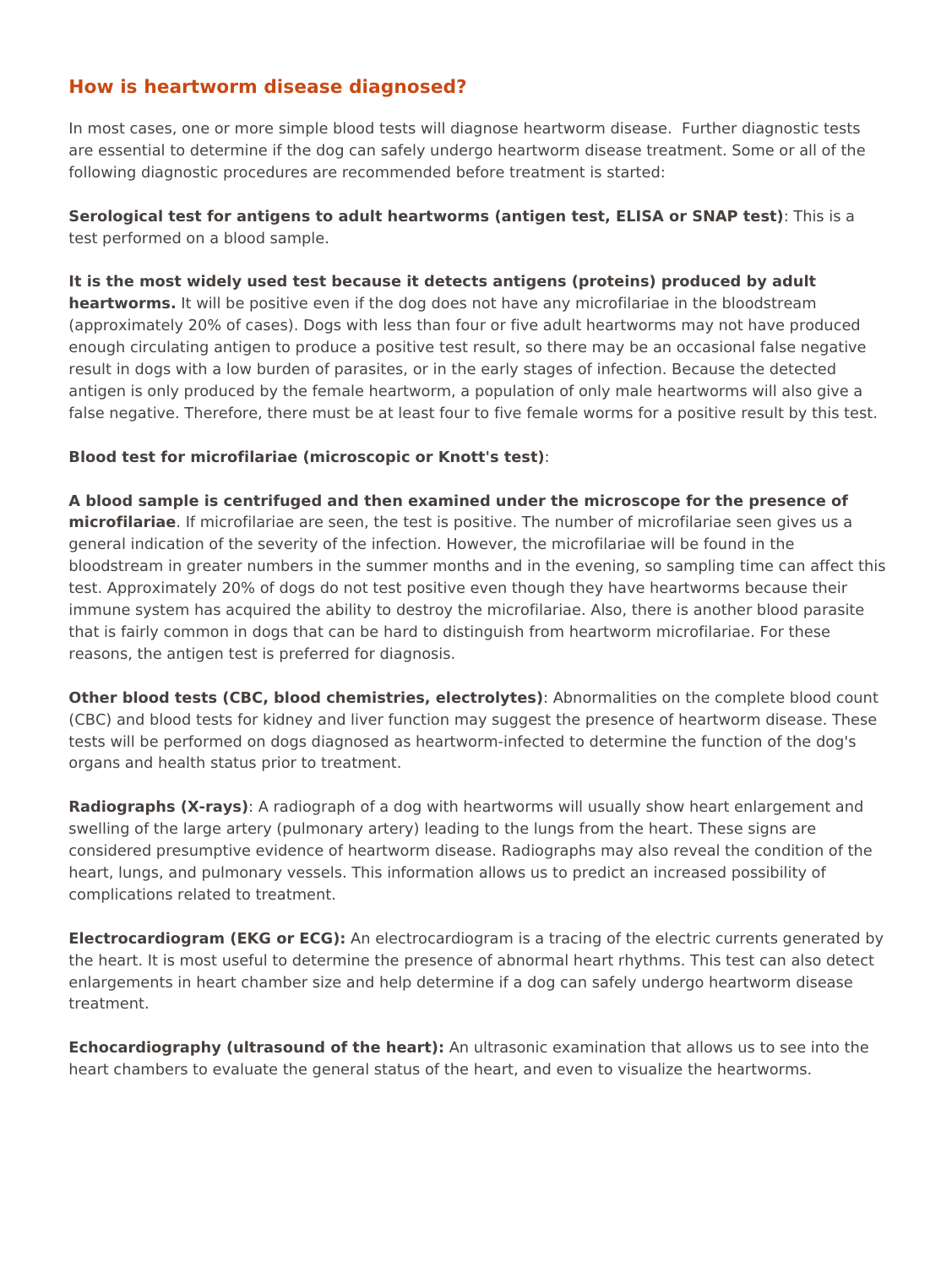## How is heartworm disease diagnosed?

In most cases, one or more simple blood tests will diagnose heartworm disease. Further diagnostic tests are essential to determine if the dog can safely undergo heartworm disease treatment. Some or all of the following diagnostic procedures are recommended before treatment is started:

**Serological test for antigens to adult heartworms (antigen test, ELISA or SNAP test)**: This is a test performed on a blood sample.

**It is the most widely used test because it detects antigens (proteins) produced by adult heartworms.** It will be positive even if the dog does not have any microfilariae in the bloodstream (approximately 20% of cases). Dogs with less than four or five adult heartworms may not have produced enough circulating antigen to produce a positive test result, so there may be an occasional false negative result in dogs with a low burden of parasites, or in the early stages of infection. Because the detected antigen is only produced by the female heartworm, a population of only male heartworms will also give a false negative. Therefore, there must be at least four to five female worms for a positive result by this test.

**Blood test for microfilariae (microscopic or Knott's test)**:

**A blood sample is centrifuged and then examined under the microscope for the presence of microfilariae**. If microfilariae are seen, the test is positive. The number of microfilariae seen gives us a general indication of the severity of the infection. However, the microfilariae will be found in the bloodstream in greater numbers in the summer months and in the evening, so sampling time can affect this test. Approximately 20% of dogs do not test positive even though they have heartworms because their immune system has acquired the ability to destroy the microfilariae. Also, there is another blood parasite that is fairly common in dogs that can be hard to distinguish from heartworm microfilariae. For these reasons, the antigen test is preferred for diagnosis.

**Other blood tests (CBC, blood chemistries, electrolytes)**: Abnormalities on the complete blood count (CBC) and blood tests for kidney and liver function may suggest the presence of heartworm disease. These tests will be performed on dogs diagnosed as heartworm-infected to determine the function of the dog's organs and health status prior to treatment.

**Radiographs (X-rays)**: A radiograph of a dog with heartworms will usually show heart enlargement and swelling of the large artery (pulmonary artery) leading to the lungs from the heart. These signs are considered presumptive evidence of heartworm disease. Radiographs may also reveal the condition of the heart, lungs, and pulmonary vessels. This information allows us to predict an increased possibility of complications related to treatment.

**Electrocardiogram (EKG or ECG):** An electrocardiogram is a tracing of the electric currents generated by the heart. It is most useful to determine the presence of abnormal heart rhythms. This test can also detect enlargements in heart chamber size and help determine if a dog can safely undergo heartworm disease treatment.

**Echocardiography (ultrasound of the heart):** An ultrasonic examination that allows us to see into the heart chambers to evaluate the general status of the heart, and even to visualize the heartworms.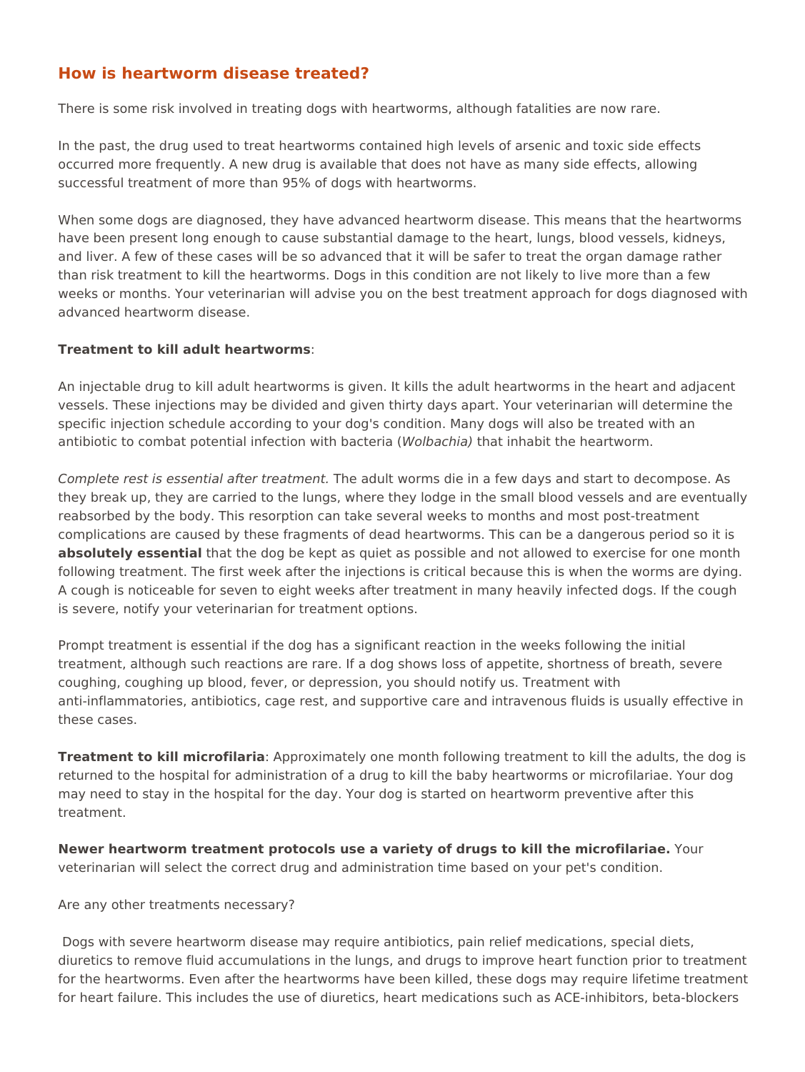## How is heartworm disease treated?

There is some risk involved in treating dogs with heartworms, although fatalities are now rare.

In the past, the drug used to treat heartworms contained high levels of arsenic and toxic side effects occurred more frequently. A new drug is available that does not have as many side effects, allowing successful treatment of more than 95% of dogs with heartworms.

When some dogs are diagnosed, they have advanced heartworm disease. This means that the heartworms have been present long enough to cause substantial damage to the heart, lungs, blood vessels, kidneys, and liver. A few of these cases will be so advanced that it will be safer to treat the organ damage rather than risk treatment to kill the heartworms. Dogs in this condition are not likely to live more than a few weeks or months. Your veterinarian will advise you on the best treatment approach for dogs diagnosed with advanced heartworm disease.

**Treatment to kill adult heartworms**:

An injectable drug to kill adult heartworms is given. It kills the adult heartworms in the heart and adjacent vessels. These injections may be divided and given thirty days apart. Your veterinarian will determine the specific injection schedule according to your dog's condition. Many dogs will also be treated with an antibiotic to combat potential infection with bacteria (*Wolbachia)* that inhabit the heartworm.

*Complete rest is essential after treatment.* The adult worms die in a few days and start to decompose. As they break up, they are carried to the lungs, where they lodge in the small blood vessels and are eventually reabsorbed by the body. This resorption can take several weeks to months and most post-treatment complications are caused by these fragments of dead heartworms. This can be a dangerous period so it is **absolutely essential** that the dog be kept as quiet as possible and not allowed to exercise for one month following treatment. The first week after the injections is critical because this is when the worms are dying. A cough is noticeable for seven to eight weeks after treatment in many heavily infected dogs. If the cough is severe, notify your veterinarian for treatment options.

Prompt treatment is essential if the dog has a significant reaction in the weeks following the initial treatment, although such reactions are rare. If a dog shows loss of appetite, shortness of breath, severe coughing, coughing up blood, fever, or depression, you should notify us. Treatment with anti-inflammatories, antibiotics, cage rest, and supportive care and intravenous fluids is usually effective in these cases.

**Treatment to kill microfilaria**: Approximately one month following treatment to kill the adults, the dog is returned to the hospital for administration of a drug to kill the baby heartworms or microfilariae. Your dog may need to stay in the hospital for the day. Your dog is started on heartworm preventive after this treatment.

**Newer heartworm treatment protocols use a variety of drugs to kill the microfilariae.** Your veterinarian will select the correct drug and administration time based on your pet's condition.

Are any other treatments necessary?

Dogs with severe heartworm disease may require antibiotics, pain relief medications, special diets, diuretics to remove fluid accumulations in the lungs, and drugs to improve heart function prior to treatment for the heartworms. Even after the heartworms have been killed, these dogs may require lifetime treatment for heart failure. This includes the use of diuretics, heart medications such as ACE-inhibitors, beta-blockers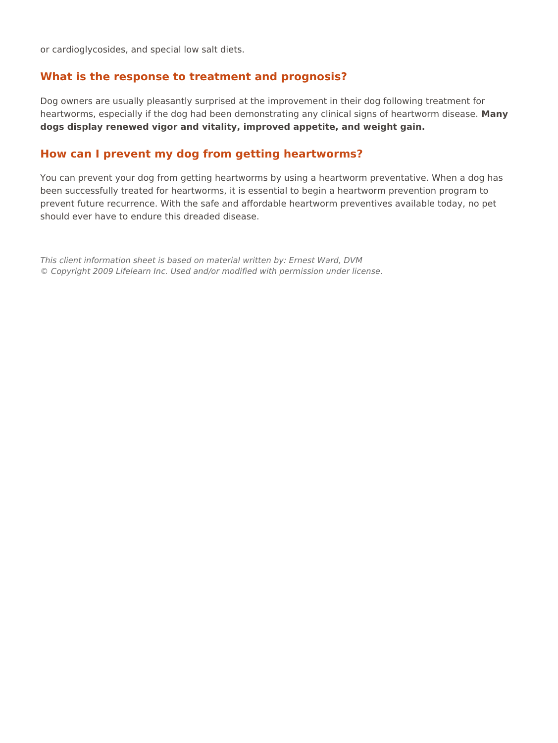or cardioglycosides, and special low salt diets.

## What is the response to treatment and prognosis?

Dog owners are usually pleasantly surprised at the improvement in their dog following treatment for heartworms, especially if the dog had been demonstrating any clinical signs of heartworm disease. **Many dogs display renewed vigor and vitality, improved appetite, and weight gain.**

## How can I prevent my dog from getting heartworms?

You can prevent your dog from getting heartworms by using a heartworm preventative. When a dog has been successfully treated for heartworms, it is essential to begin a heartworm prevention program to prevent future recurrence. With the safe and affordable heartworm preventives available today, no pet should ever have to endure this dreaded disease.

*This client information sheet is based on material written by: Ernest Ward, DVM*
*© Copyright 2009 Lifelearn Inc. Used and/or modified with permission under license.*